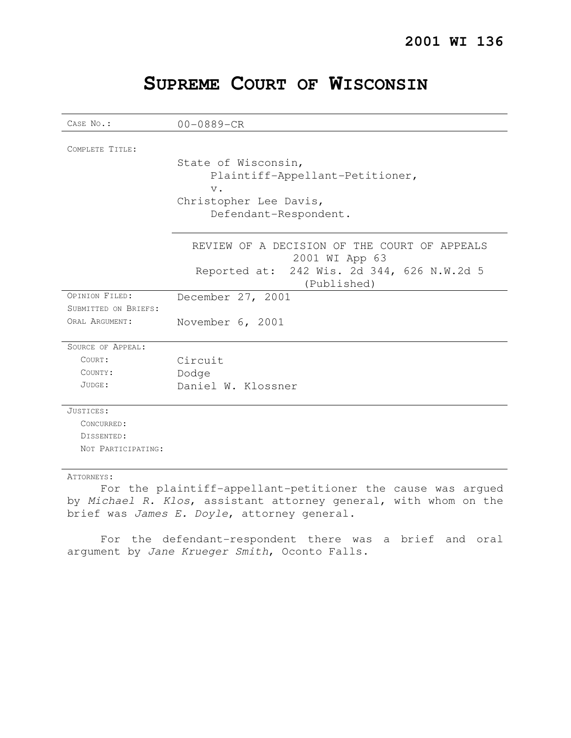**2001 WI 136**

# SUPREME COURT OF WISCONSIN

| | |
|---|---|
| CASE NO.: | 00-0889-CR |
| COMPLETE TITLE: | State of Wisconsin,<br>Plaintiff-Appellant-Petitioner,<br>v.<br>Christopher Lee Davis,<br>Defendant-Respondent. |
| | REVIEW OF A DECISION OF THE COURT OF APPEALS<br>2001 WI App 63<br>Reported at: 242 Wis. 2d 344, 626 N.W.2d 5<br>(Published) |
| OPINION FILED: | December 27, 2001 |
| SUBMITTED ON BRIEFS: | |
| ORAL ARGUMENT: | November 6, 2001 |
| SOURCE OF APPEAL: | |
| COURT: | Circuit |
| COUNTY: | Dodge |
| JUDGE: | Daniel W. Klossner |
| JUSTICES: | |
| CONCURRED: | |
| DISSENTED: | |
| NOT PARTICIPATING: | |

ATTORNEYS:

For the plaintiff-appellant-petitioner the cause was argued by *Michael R. Klos*, assistant attorney general, with whom on the brief was *James E. Doyle*, attorney general.

For the defendant-respondent there was a brief and oral argument by *Jane Krueger Smith*, Oconto Falls.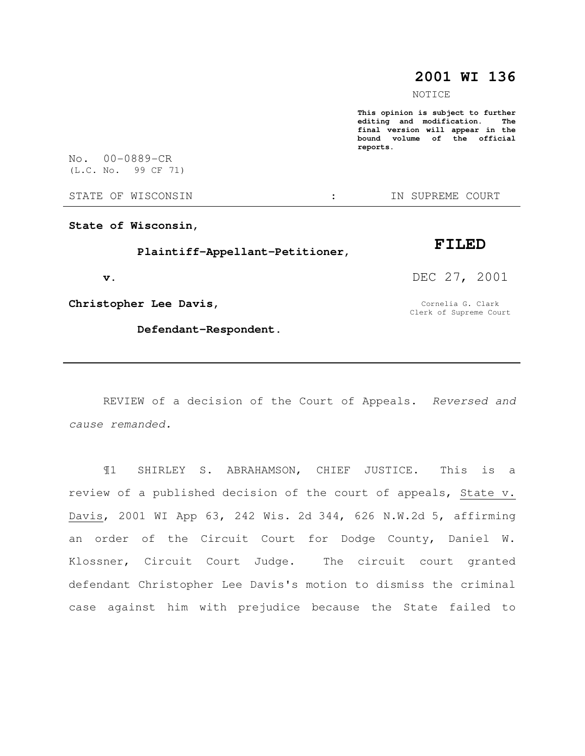# 2001 WI 136

NOTICE

**This opinion is subject to further editing and modification. The final version will appear in the bound volume of the official reports.**

No. 00-0889-CR
(L.C. No. 99 CF 71)

STATE OF WISCONSIN : IN SUPREME COURT

**State of Wisconsin,**

**Plaintiff-Appellant-Petitioner,**

**v.**

**Christopher Lee Davis,**

**Defendant-Respondent.**

**FILED**

DEC 27, 2001

Cornelia G. Clark
Clerk of Supreme Court

---

REVIEW of a decision of the Court of Appeals. *Reversed and cause remanded.*

¶1 SHIRLEY S. ABRAHAMSON, CHIEF JUSTICE. This is a review of a published decision of the court of appeals, State v. Davis, 2001 WI App 63, 242 Wis. 2d 344, 626 N.W.2d 5, affirming an order of the Circuit Court for Dodge County, Daniel W. Klossner, Circuit Court Judge. The circuit court granted defendant Christopher Lee Davis's motion to dismiss the criminal case against him with prejudice because the State failed to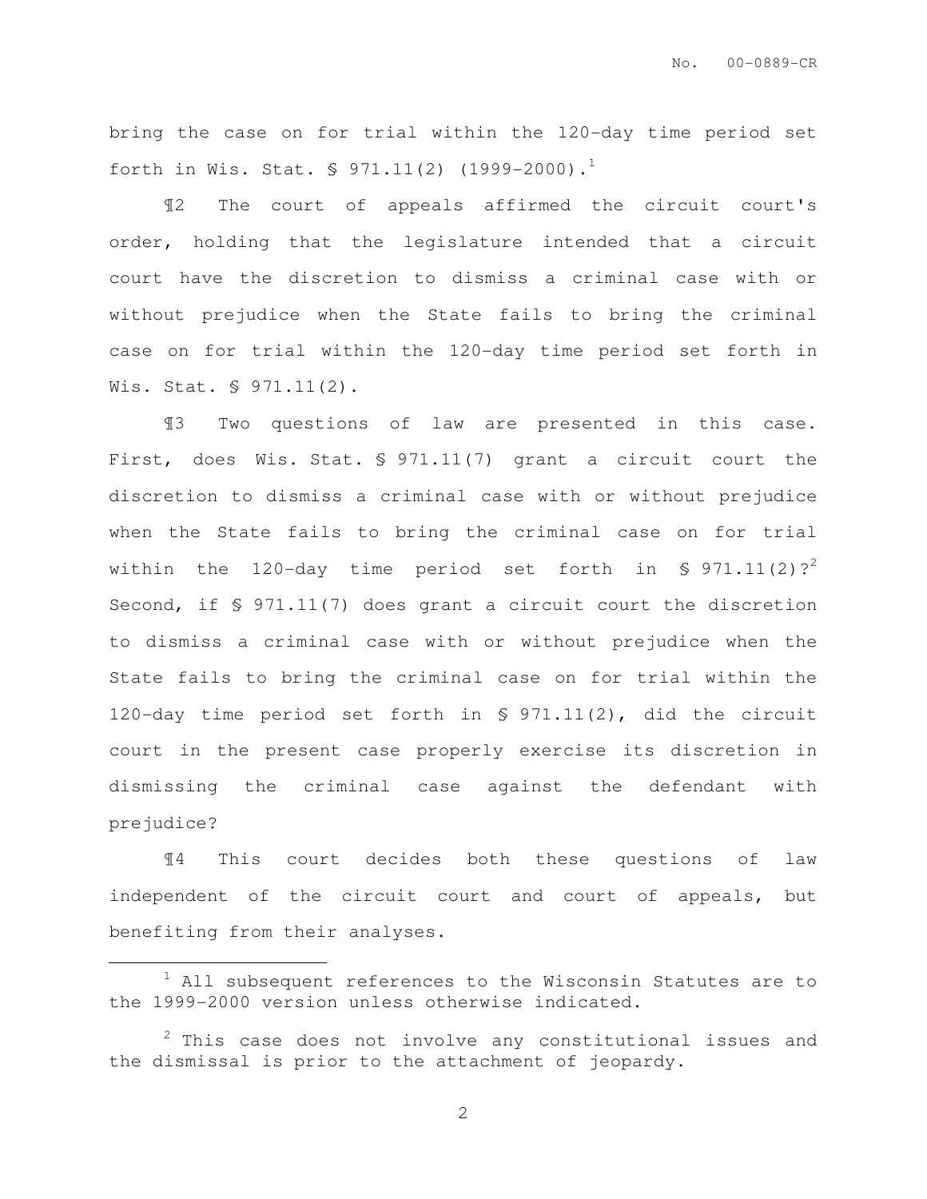bring the case on for trial within the 120-day time period set forth in Wis. Stat. § 971.11(2) (1999-2000).[1]

¶2 The court of appeals affirmed the circuit court's order, holding that the legislature intended that a circuit court have the discretion to dismiss a criminal case with or without prejudice when the State fails to bring the criminal case on for trial within the 120-day time period set forth in Wis. Stat. § 971.11(2).

¶3 Two questions of law are presented in this case. First, does Wis. Stat. § 971.11(7) grant a circuit court the discretion to dismiss a criminal case with or without prejudice when the State fails to bring the criminal case on for trial within the 120-day time period set forth in § 971.11(2)?[2] Second, if § 971.11(7) does grant a circuit court the discretion to dismiss a criminal case with or without prejudice when the State fails to bring the criminal case on for trial within the 120-day time period set forth in § 971.11(2), did the circuit court in the present case properly exercise its discretion in dismissing the criminal case against the defendant with prejudice?

¶4 This court decides both these questions of law independent of the circuit court and court of appeals, but benefiting from their analyses.

---

[1] All subsequent references to the Wisconsin Statutes are to the 1999-2000 version unless otherwise indicated.

[2] This case does not involve any constitutional issues and the dismissal is prior to the attachment of jeopardy.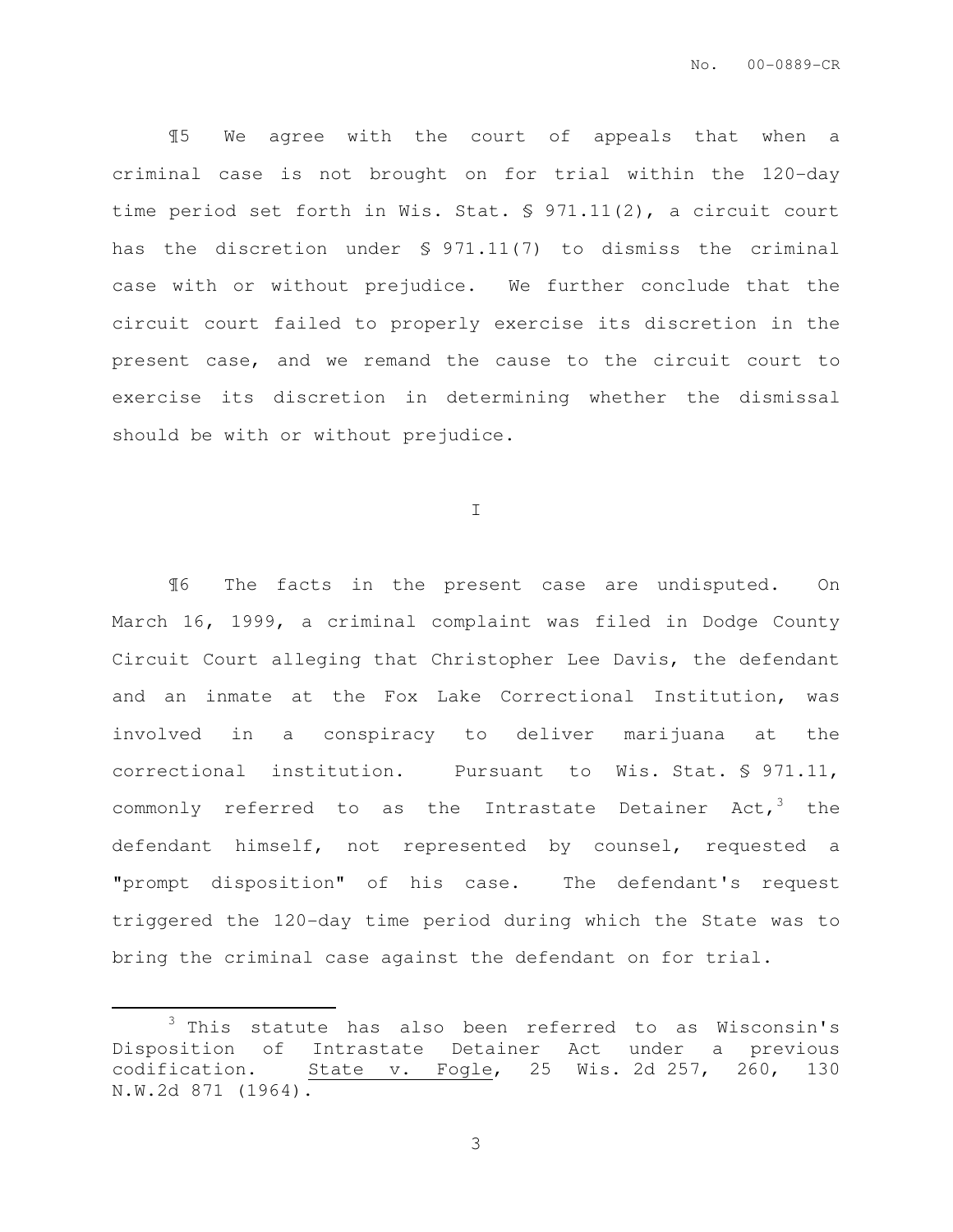¶5 We agree with the court of appeals that when a criminal case is not brought on for trial within the 120-day time period set forth in Wis. Stat. § 971.11(2), a circuit court has the discretion under § 971.11(7) to dismiss the criminal case with or without prejudice. We further conclude that the circuit court failed to properly exercise its discretion in the present case, and we remand the cause to the circuit court to exercise its discretion in determining whether the dismissal should be with or without prejudice.

## I

¶6 The facts in the present case are undisputed. On March 16, 1999, a criminal complaint was filed in Dodge County Circuit Court alleging that Christopher Lee Davis, the defendant and an inmate at the Fox Lake Correctional Institution, was involved in a conspiracy to deliver marijuana at the correctional institution. Pursuant to Wis. Stat. § 971.11, commonly referred to as the Intrastate Detainer Act,[3] the defendant himself, not represented by counsel, requested a "prompt disposition" of his case. The defendant's request triggered the 120-day time period during which the State was to bring the criminal case against the defendant on for trial.

---

[3] This statute has also been referred to as Wisconsin's Disposition of Intrastate Detainer Act under a previous codification. State v. Fogle, 25 Wis. 2d 257, 260, 130 N.W.2d 871 (1964).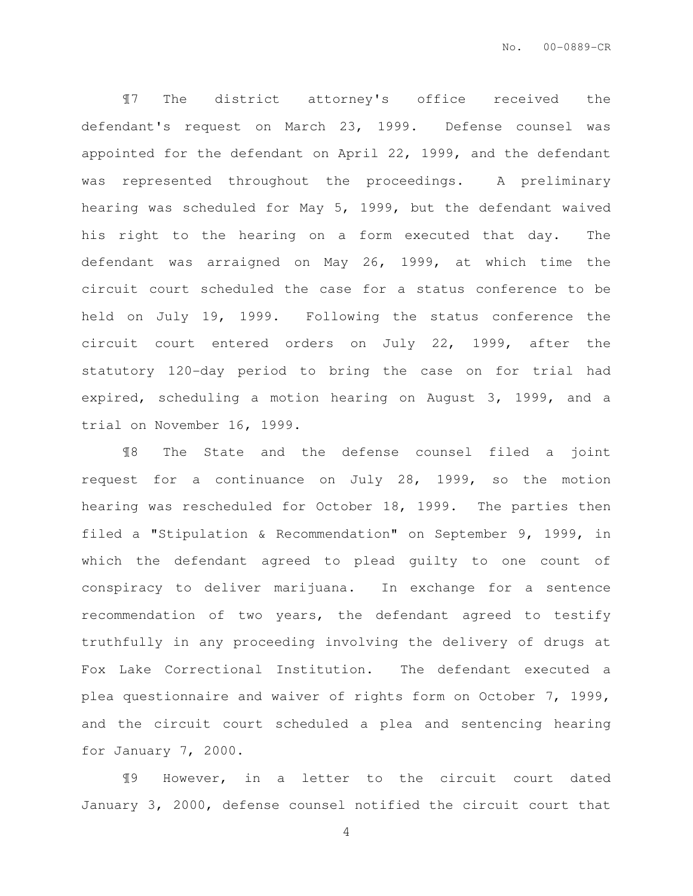¶7 The district attorney's office received the defendant's request on March 23, 1999. Defense counsel was appointed for the defendant on April 22, 1999, and the defendant was represented throughout the proceedings. A preliminary hearing was scheduled for May 5, 1999, but the defendant waived his right to the hearing on a form executed that day. The defendant was arraigned on May 26, 1999, at which time the circuit court scheduled the case for a status conference to be held on July 19, 1999. Following the status conference the circuit court entered orders on July 22, 1999, after the statutory 120-day period to bring the case on for trial had expired, scheduling a motion hearing on August 3, 1999, and a trial on November 16, 1999.

¶8 The State and the defense counsel filed a joint request for a continuance on July 28, 1999, so the motion hearing was rescheduled for October 18, 1999. The parties then filed a "Stipulation & Recommendation" on September 9, 1999, in which the defendant agreed to plead guilty to one count of conspiracy to deliver marijuana. In exchange for a sentence recommendation of two years, the defendant agreed to testify truthfully in any proceeding involving the delivery of drugs at Fox Lake Correctional Institution. The defendant executed a plea questionnaire and waiver of rights form on October 7, 1999, and the circuit court scheduled a plea and sentencing hearing for January 7, 2000.

¶9 However, in a letter to the circuit court dated January 3, 2000, defense counsel notified the circuit court that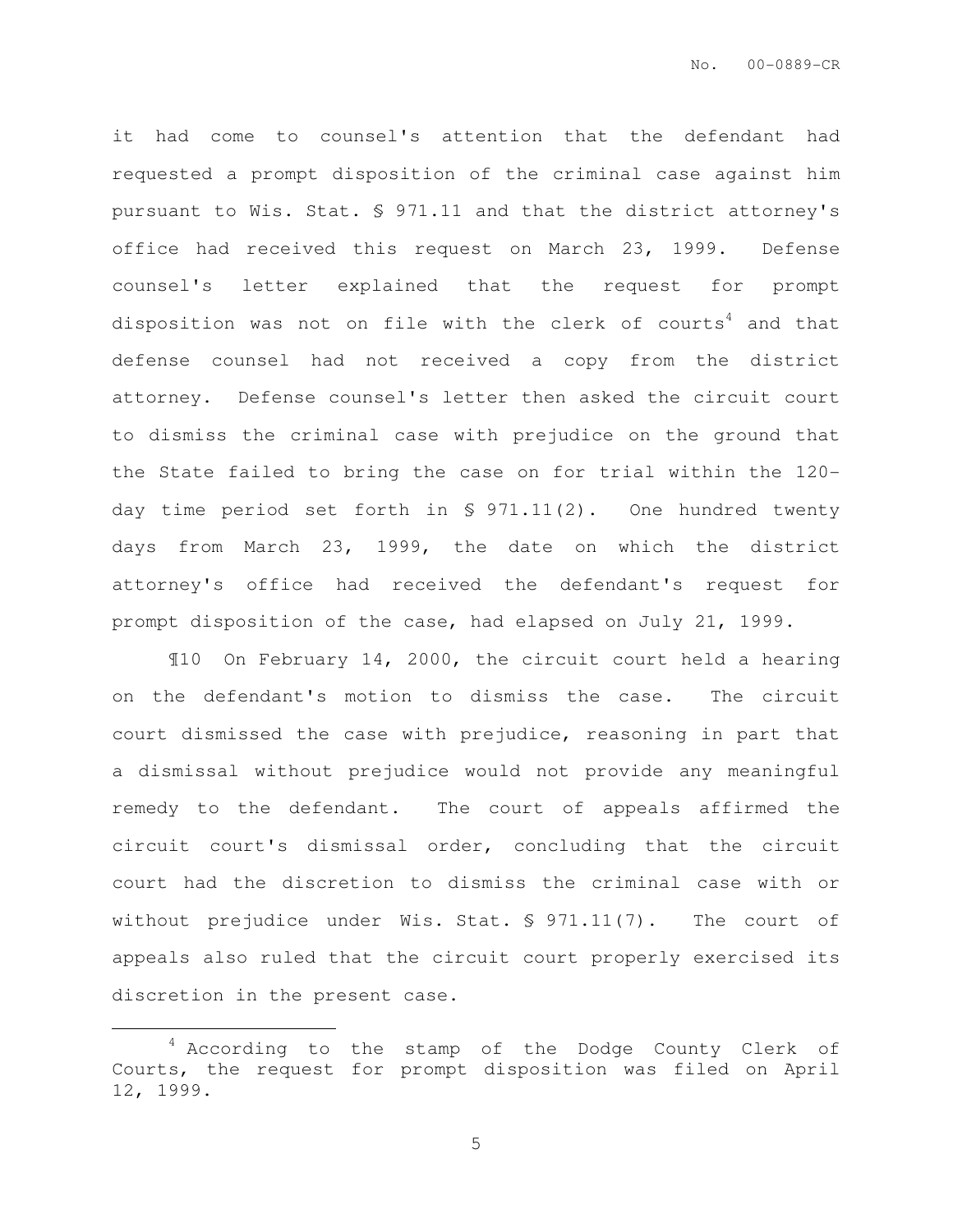it had come to counsel's attention that the defendant had requested a prompt disposition of the criminal case against him pursuant to Wis. Stat. § 971.11 and that the district attorney's office had received this request on March 23, 1999. Defense counsel's letter explained that the request for prompt disposition was not on file with the clerk of courts[4] and that defense counsel had not received a copy from the district attorney. Defense counsel's letter then asked the circuit court to dismiss the criminal case with prejudice on the ground that the State failed to bring the case on for trial within the 120-day time period set forth in § 971.11(2). One hundred twenty days from March 23, 1999, the date on which the district attorney's office had received the defendant's request for prompt disposition of the case, had elapsed on July 21, 1999.

¶10 On February 14, 2000, the circuit court held a hearing on the defendant's motion to dismiss the case. The circuit court dismissed the case with prejudice, reasoning in part that a dismissal without prejudice would not provide any meaningful remedy to the defendant. The court of appeals affirmed the circuit court's dismissal order, concluding that the circuit court had the discretion to dismiss the criminal case with or without prejudice under Wis. Stat. § 971.11(7). The court of appeals also ruled that the circuit court properly exercised its discretion in the present case.

---

[4] According to the stamp of the Dodge County Clerk of Courts, the request for prompt disposition was filed on April 12, 1999.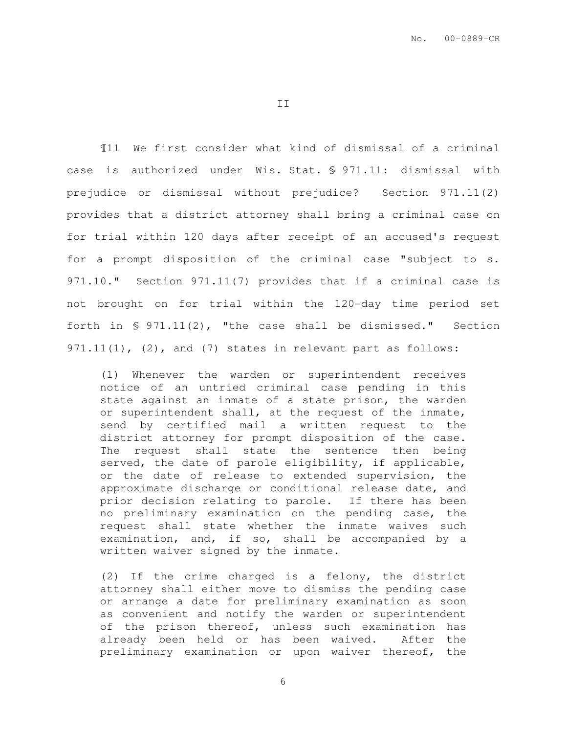II

¶11 We first consider what kind of dismissal of a criminal case is authorized under Wis. Stat. § 971.11: dismissal with prejudice or dismissal without prejudice? Section 971.11(2) provides that a district attorney shall bring a criminal case on for trial within 120 days after receipt of an accused's request for a prompt disposition of the criminal case "subject to s. 971.10." Section 971.11(7) provides that if a criminal case is not brought on for trial within the 120-day time period set forth in § 971.11(2), "the case shall be dismissed." Section 971.11(1), (2), and (7) states in relevant part as follows:

> (1) Whenever the warden or superintendent receives notice of an untried criminal case pending in this state against an inmate of a state prison, the warden or superintendent shall, at the request of the inmate, send by certified mail a written request to the district attorney for prompt disposition of the case. The request shall state the sentence then being served, the date of parole eligibility, if applicable, or the date of release to extended supervision, the approximate discharge or conditional release date, and prior decision relating to parole. If there has been no preliminary examination on the pending case, the request shall state whether the inmate waives such examination, and, if so, shall be accompanied by a written waiver signed by the inmate.
>
> (2) If the crime charged is a felony, the district attorney shall either move to dismiss the pending case or arrange a date for preliminary examination as soon as convenient and notify the warden or superintendent of the prison thereof, unless such examination has already been held or has been waived. After the preliminary examination or upon waiver thereof, the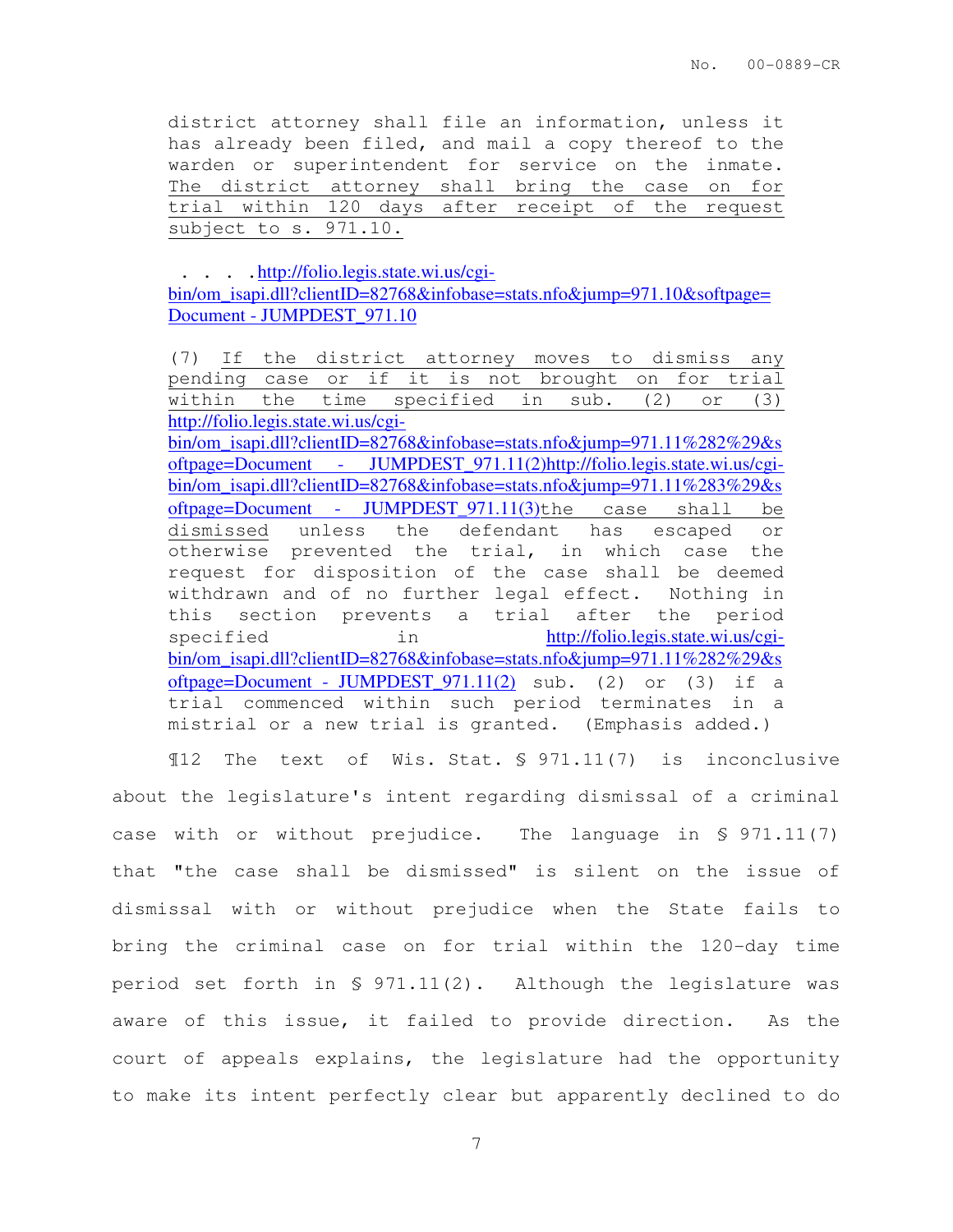district attorney shall file an information, unless it has already been filed, and mail a copy thereof to the warden or superintendent for service on the inmate. The district attorney shall bring the case on for trial within 120 days after receipt of the request subject to s. 971.10.

> . . . . http://folio.legis.state.wi.us/cgi-bin/om_isapi.dll?clientID=82768&infobase=stats.nfo&jump=971.10&softpage=Document - JUMPDEST_971.10
>
> (7) If the district attorney moves to dismiss any pending case or if it is not brought on for trial within the time specified in sub. (2) or (3) http://folio.legis.state.wi.us/cgi-bin/om_isapi.dll?clientID=82768&infobase=stats.nfo&jump=971.11%282%29&softpage=Document - JUMPDEST_971.11(2)http://folio.legis.state.wi.us/cgi-bin/om_isapi.dll?clientID=82768&infobase=stats.nfo&jump=971.11%283%29&softpage=Document - JUMPDEST_971.11(3)the case shall be dismissed unless the defendant has escaped or otherwise prevented the trial, in which case the request for disposition of the case shall be deemed withdrawn and of no further legal effect. Nothing in this section prevents a trial after the period specified in http://folio.legis.state.wi.us/cgi-bin/om_isapi.dll?clientID=82768&infobase=stats.nfo&jump=971.11%282%29&softpage=Document - JUMPDEST_971.11(2) sub. (2) or (3) if a trial commenced within such period terminates in a mistrial or a new trial is granted. (Emphasis added.)

¶12 The text of Wis. Stat. § 971.11(7) is inconclusive about the legislature's intent regarding dismissal of a criminal case with or without prejudice. The language in § 971.11(7) that "the case shall be dismissed" is silent on the issue of dismissal with or without prejudice when the State fails to bring the criminal case on for trial within the 120-day time period set forth in § 971.11(2). Although the legislature was aware of this issue, it failed to provide direction. As the court of appeals explains, the legislature had the opportunity to make its intent perfectly clear but apparently declined to do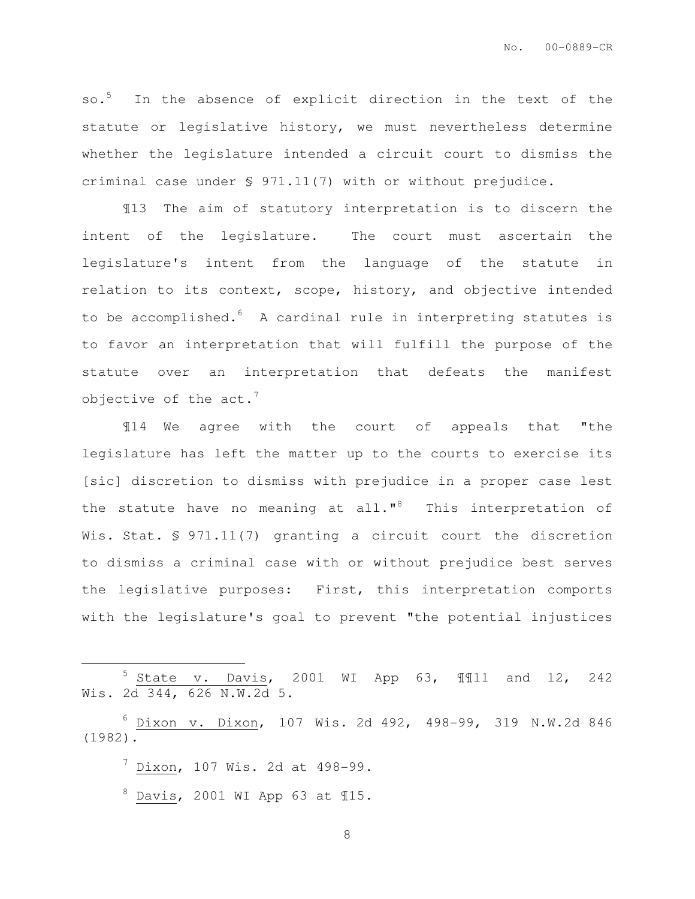so.[5] In the absence of explicit direction in the text of the statute or legislative history, we must nevertheless determine whether the legislature intended a circuit court to dismiss the criminal case under § 971.11(7) with or without prejudice.

¶13 The aim of statutory interpretation is to discern the intent of the legislature. The court must ascertain the legislature's intent from the language of the statute in relation to its context, scope, history, and objective intended to be accomplished.[6] A cardinal rule in interpreting statutes is to favor an interpretation that will fulfill the purpose of the statute over an interpretation that defeats the manifest objective of the act.[7]

¶14 We agree with the court of appeals that "the legislature has left the matter up to the courts to exercise its [sic] discretion to dismiss with prejudice in a proper case lest the statute have no meaning at all."[8] This interpretation of Wis. Stat. § 971.11(7) granting a circuit court the discretion to dismiss a criminal case with or without prejudice best serves the legislative purposes: First, this interpretation comports with the legislature's goal to prevent "the potential injustices

---

[5] State v. Davis, 2001 WI App 63, ¶¶11 and 12, 242 Wis. 2d 344, 626 N.W.2d 5.

[6] Dixon v. Dixon, 107 Wis. 2d 492, 498-99, 319 N.W.2d 846 (1982).

[7] Dixon, 107 Wis. 2d at 498-99.

[8] Davis, 2001 WI App 63 at ¶15.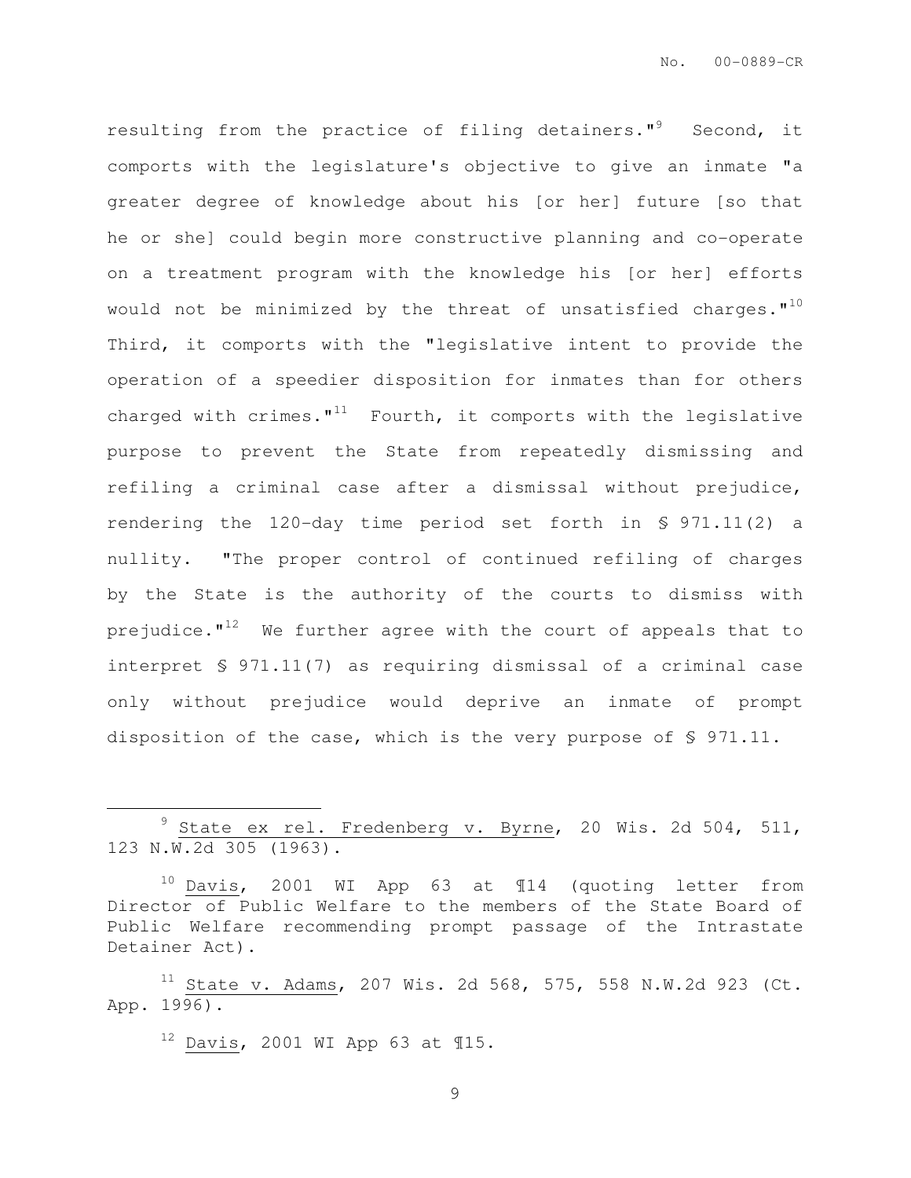resulting from the practice of filing detainers."[9] Second, it comports with the legislature's objective to give an inmate "a greater degree of knowledge about his [or her] future [so that he or she] could begin more constructive planning and co-operate on a treatment program with the knowledge his [or her] efforts would not be minimized by the threat of unsatisfied charges."[10] Third, it comports with the "legislative intent to provide the operation of a speedier disposition for inmates than for others charged with crimes."[11] Fourth, it comports with the legislative purpose to prevent the State from repeatedly dismissing and refiling a criminal case after a dismissal without prejudice, rendering the 120-day time period set forth in § 971.11(2) a nullity. "The proper control of continued refiling of charges by the State is the authority of the courts to dismiss with prejudice."[12] We further agree with the court of appeals that to interpret § 971.11(7) as requiring dismissal of a criminal case only without prejudice would deprive an inmate of prompt disposition of the case, which is the very purpose of § 971.11.

---

[9] State ex rel. Fredenberg v. Byrne, 20 Wis. 2d 504, 511, 123 N.W.2d 305 (1963).

[10] Davis, 2001 WI App 63 at ¶14 (quoting letter from Director of Public Welfare to the members of the State Board of Public Welfare recommending prompt passage of the Intrastate Detainer Act).

[11] State v. Adams, 207 Wis. 2d 568, 575, 558 N.W.2d 923 (Ct. App. 1996).

[12] Davis, 2001 WI App 63 at ¶15.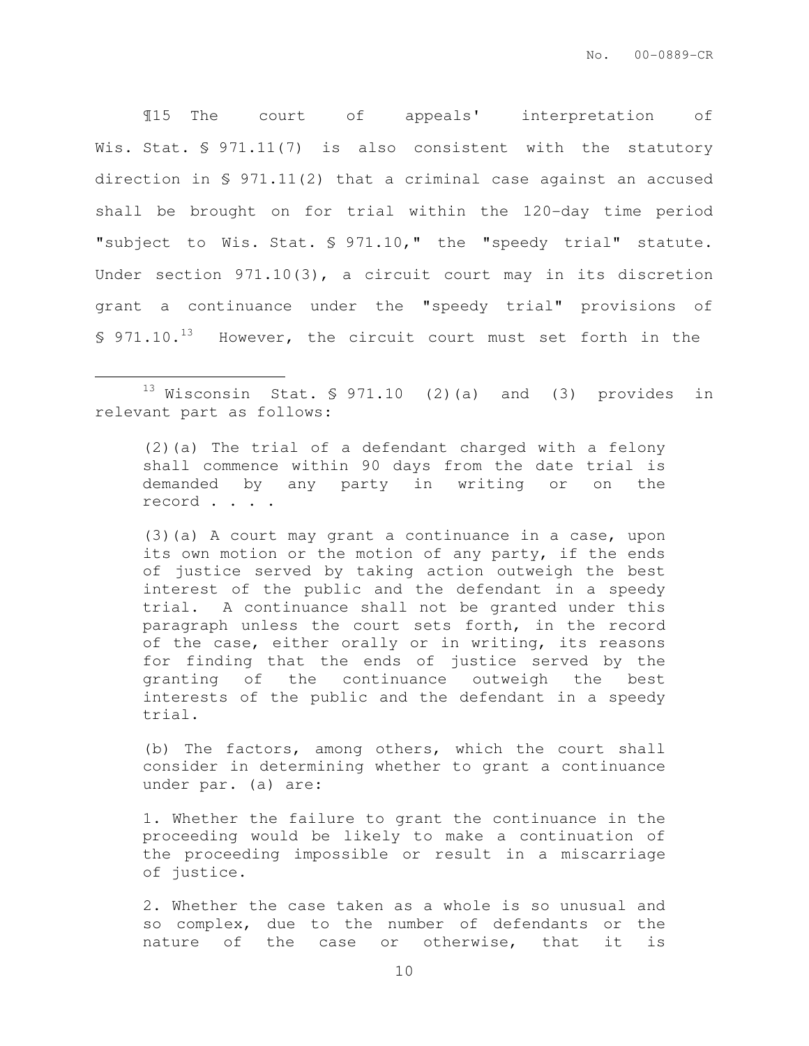¶15 The court of appeals' interpretation of Wis. Stat. § 971.11(7) is also consistent with the statutory direction in § 971.11(2) that a criminal case against an accused shall be brought on for trial within the 120-day time period "subject to Wis. Stat. § 971.10," the "speedy trial" statute. Under section 971.10(3), a circuit court may in its discretion grant a continuance under the "speedy trial" provisions of § 971.10.[13] However, the circuit court must set forth in the

---

[13] Wisconsin Stat. § 971.10 (2)(a) and (3) provides in relevant part as follows:

> (2)(a) The trial of a defendant charged with a felony shall commence within 90 days from the date trial is demanded by any party in writing or on the record . . . .
>
> (3)(a) A court may grant a continuance in a case, upon its own motion or the motion of any party, if the ends of justice served by taking action outweigh the best interest of the public and the defendant in a speedy trial. A continuance shall not be granted under this paragraph unless the court sets forth, in the record of the case, either orally or in writing, its reasons for finding that the ends of justice served by the granting of the continuance outweigh the best interests of the public and the defendant in a speedy trial.
>
> (b) The factors, among others, which the court shall consider in determining whether to grant a continuance under par. (a) are:
>
> 1. Whether the failure to grant the continuance in the proceeding would be likely to make a continuation of the proceeding impossible or result in a miscarriage of justice.
>
> 2. Whether the case taken as a whole is so unusual and so complex, due to the number of defendants or the nature of the case or otherwise, that it is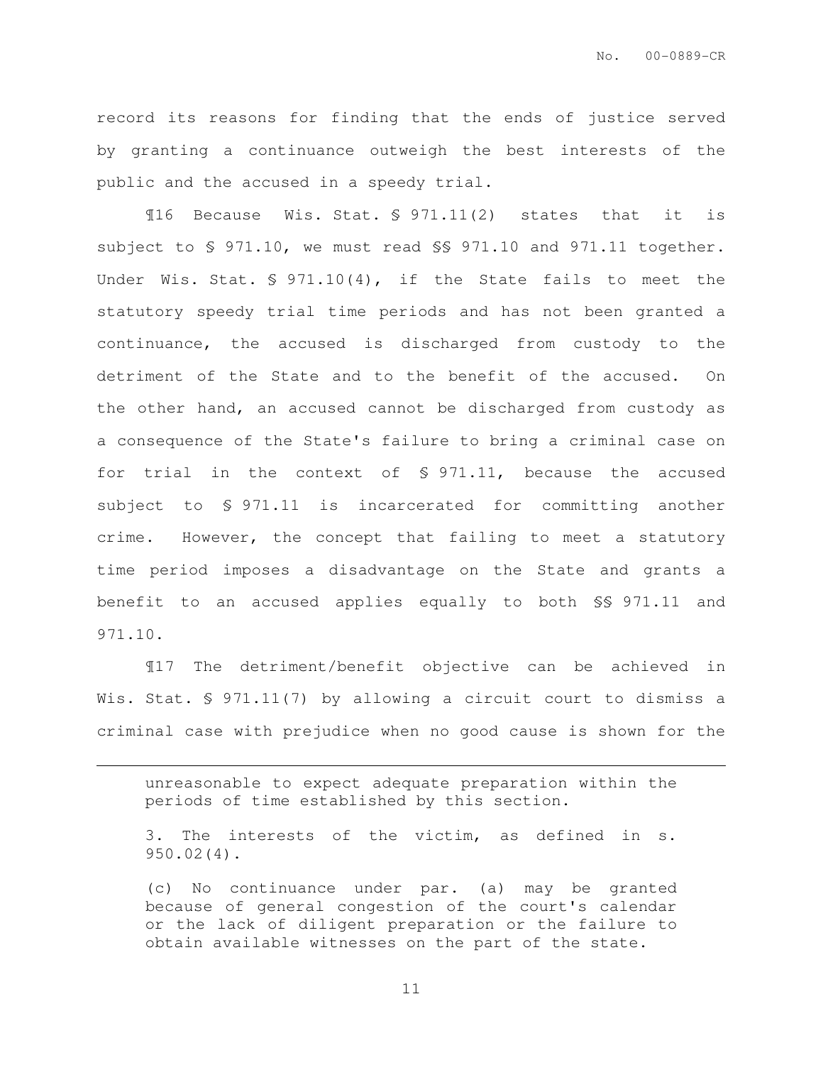record its reasons for finding that the ends of justice served by granting a continuance outweigh the best interests of the public and the accused in a speedy trial.

¶16 Because Wis. Stat. § 971.11(2) states that it is subject to § 971.10, we must read §§ 971.10 and 971.11 together. Under Wis. Stat. § 971.10(4), if the State fails to meet the statutory speedy trial time periods and has not been granted a continuance, the accused is discharged from custody to the detriment of the State and to the benefit of the accused. On the other hand, an accused cannot be discharged from custody as a consequence of the State's failure to bring a criminal case on for trial in the context of § 971.11, because the accused subject to § 971.11 is incarcerated for committing another crime. However, the concept that failing to meet a statutory time period imposes a disadvantage on the State and grants a benefit to an accused applies equally to both §§ 971.11 and 971.10.

¶17 The detriment/benefit objective can be achieved in Wis. Stat. § 971.11(7) by allowing a circuit court to dismiss a criminal case with prejudice when no good cause is shown for the

---

unreasonable to expect adequate preparation within the periods of time established by this section.

3. The interests of the victim, as defined in s. 950.02(4).

(c) No continuance under par. (a) may be granted because of general congestion of the court's calendar or the lack of diligent preparation or the failure to obtain available witnesses on the part of the state.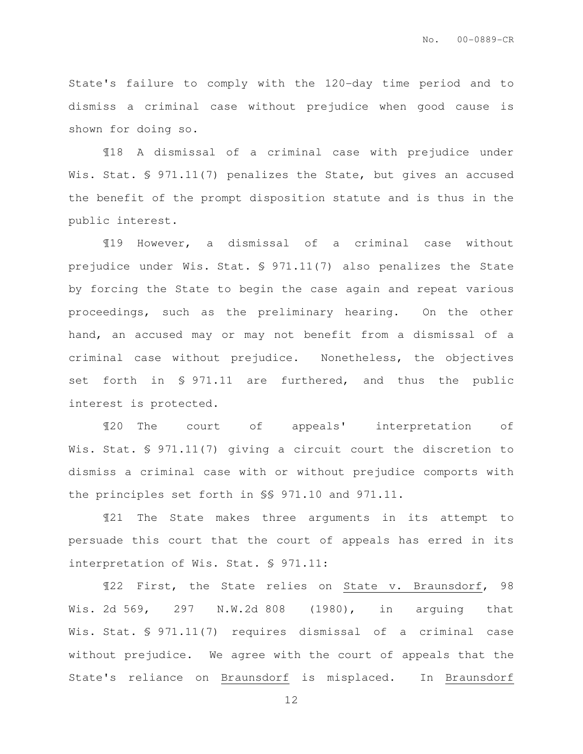State's failure to comply with the 120-day time period and to dismiss a criminal case without prejudice when good cause is shown for doing so.

¶18 A dismissal of a criminal case with prejudice under Wis. Stat. § 971.11(7) penalizes the State, but gives an accused the benefit of the prompt disposition statute and is thus in the public interest.

¶19 However, a dismissal of a criminal case without prejudice under Wis. Stat. § 971.11(7) also penalizes the State by forcing the State to begin the case again and repeat various proceedings, such as the preliminary hearing. On the other hand, an accused may or may not benefit from a dismissal of a criminal case without prejudice. Nonetheless, the objectives set forth in § 971.11 are furthered, and thus the public interest is protected.

¶20 The court of appeals' interpretation of Wis. Stat. § 971.11(7) giving a circuit court the discretion to dismiss a criminal case with or without prejudice comports with the principles set forth in §§ 971.10 and 971.11.

¶21 The State makes three arguments in its attempt to persuade this court that the court of appeals has erred in its interpretation of Wis. Stat. § 971.11:

¶22 First, the State relies on State v. Braunsdorf, 98 Wis. 2d 569, 297 N.W.2d 808 (1980), in arguing that Wis. Stat. § 971.11(7) requires dismissal of a criminal case without prejudice. We agree with the court of appeals that the State's reliance on Braunsdorf is misplaced. In Braunsdorf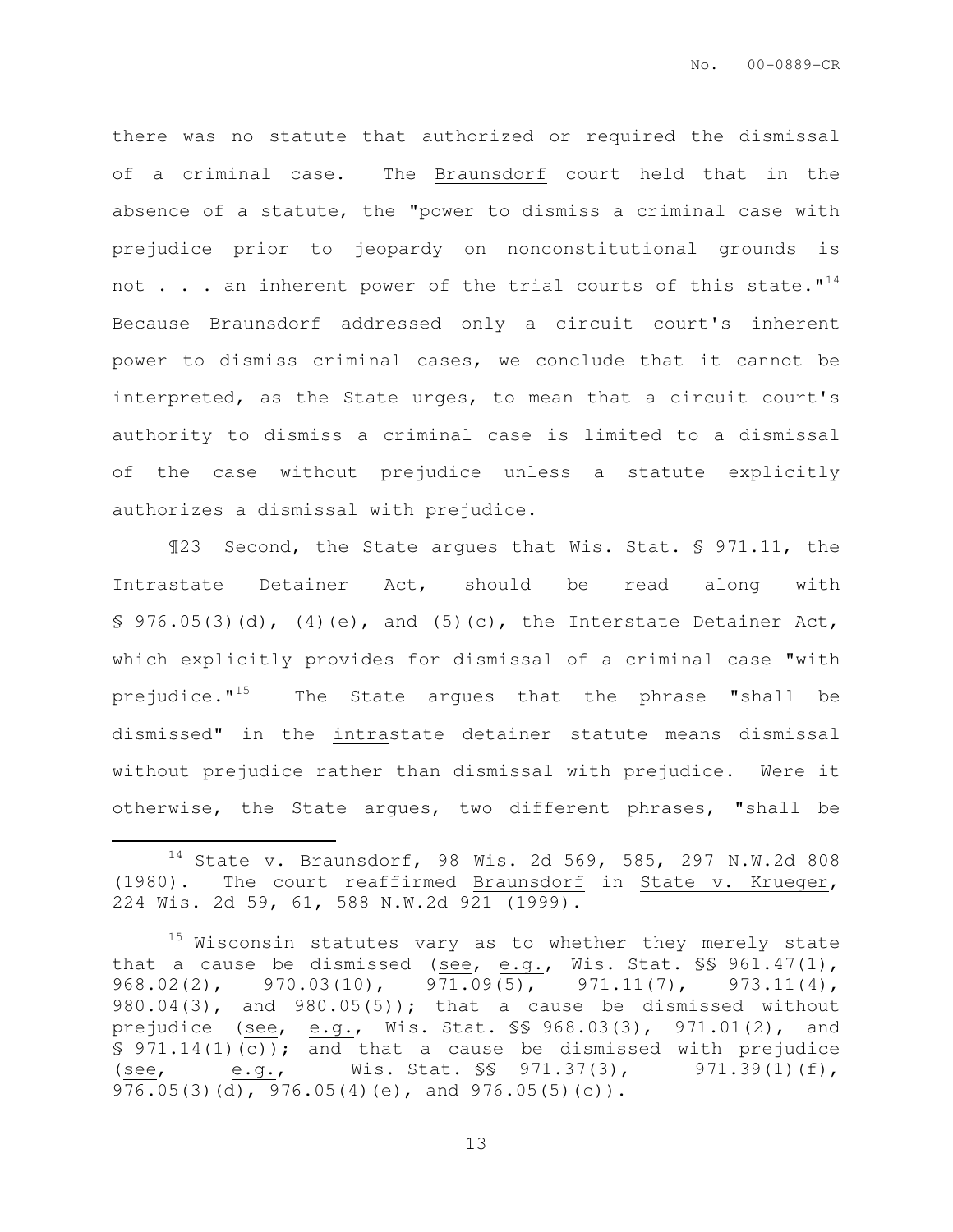there was no statute that authorized or required the dismissal of a criminal case. The Braunsdorf court held that in the absence of a statute, the "power to dismiss a criminal case with prejudice prior to jeopardy on nonconstitutional grounds is not . . . an inherent power of the trial courts of this state."[14] Because Braunsdorf addressed only a circuit court's inherent power to dismiss criminal cases, we conclude that it cannot be interpreted, as the State urges, to mean that a circuit court's authority to dismiss a criminal case is limited to a dismissal of the case without prejudice unless a statute explicitly authorizes a dismissal with prejudice.

¶23 Second, the State argues that Wis. Stat. § 971.11, the Intrastate Detainer Act, should be read along with § 976.05(3)(d), (4)(e), and (5)(c), the Interstate Detainer Act, which explicitly provides for dismissal of a criminal case "with prejudice."[15] The State argues that the phrase "shall be dismissed" in the intrastate detainer statute means dismissal without prejudice rather than dismissal with prejudice. Were it otherwise, the State argues, two different phrases, "shall be

---

[14] State v. Braunsdorf, 98 Wis. 2d 569, 585, 297 N.W.2d 808 (1980). The court reaffirmed Braunsdorf in State v. Krueger, 224 Wis. 2d 59, 61, 588 N.W.2d 921 (1999).

[15] Wisconsin statutes vary as to whether they merely state that a cause be dismissed (see, e.g., Wis. Stat. §§ 961.47(1), 968.02(2), 970.03(10), 971.09(5), 971.11(7), 973.11(4), 980.04(3), and 980.05(5)); that a cause be dismissed without prejudice (see, e.g., Wis. Stat. §§ 968.03(3), 971.01(2), and § 971.14(1)(c)); and that a cause be dismissed with prejudice (see, e.g., Wis. Stat. §§ 971.37(3), 971.39(1)(f), 976.05(3)(d), 976.05(4)(e), and 976.05(5)(c)).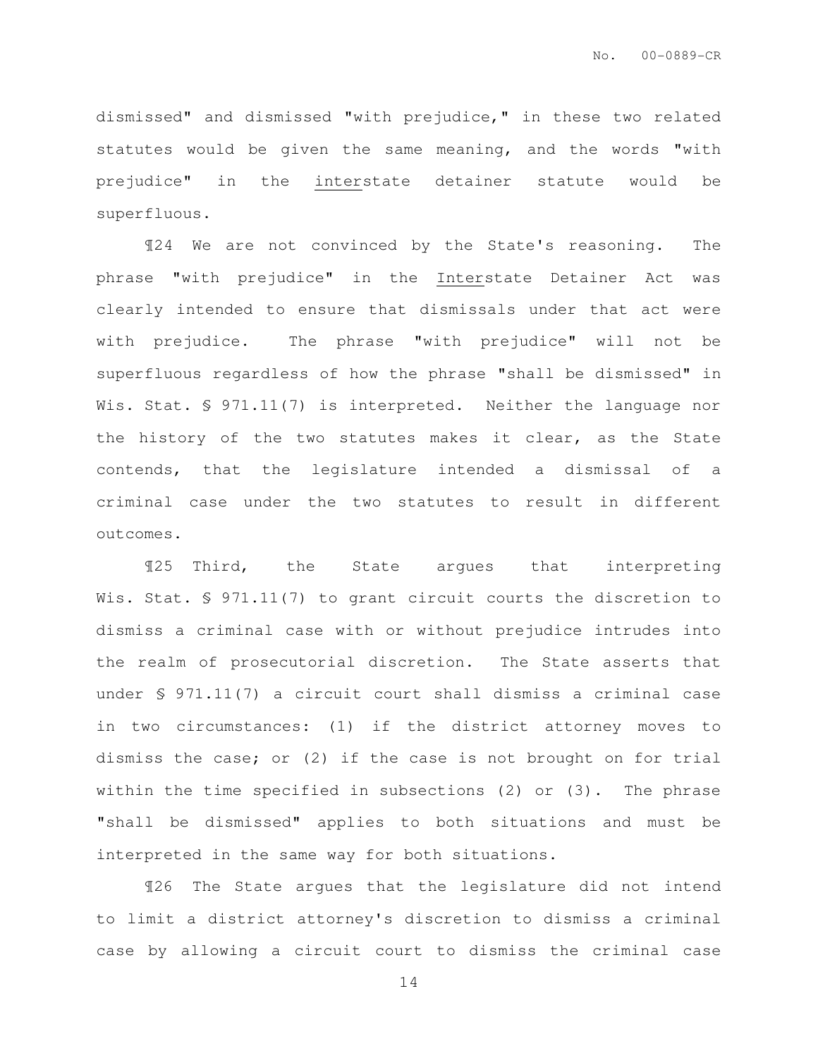dismissed" and dismissed "with prejudice," in these two related statutes would be given the same meaning, and the words "with prejudice" in the <u>inter</u>state detainer statute would be superfluous.

¶24 We are not convinced by the State's reasoning. The phrase "with prejudice" in the <u>Inter</u>state Detainer Act was clearly intended to ensure that dismissals under that act were with prejudice. The phrase "with prejudice" will not be superfluous regardless of how the phrase "shall be dismissed" in Wis. Stat. § 971.11(7) is interpreted. Neither the language nor the history of the two statutes makes it clear, as the State contends, that the legislature intended a dismissal of a criminal case under the two statutes to result in different outcomes.

¶25 Third, the State argues that interpreting Wis. Stat. § 971.11(7) to grant circuit courts the discretion to dismiss a criminal case with or without prejudice intrudes into the realm of prosecutorial discretion. The State asserts that under § 971.11(7) a circuit court shall dismiss a criminal case in two circumstances: (1) if the district attorney moves to dismiss the case; or (2) if the case is not brought on for trial within the time specified in subsections (2) or (3). The phrase "shall be dismissed" applies to both situations and must be interpreted in the same way for both situations.

¶26 The State argues that the legislature did not intend to limit a district attorney's discretion to dismiss a criminal case by allowing a circuit court to dismiss the criminal case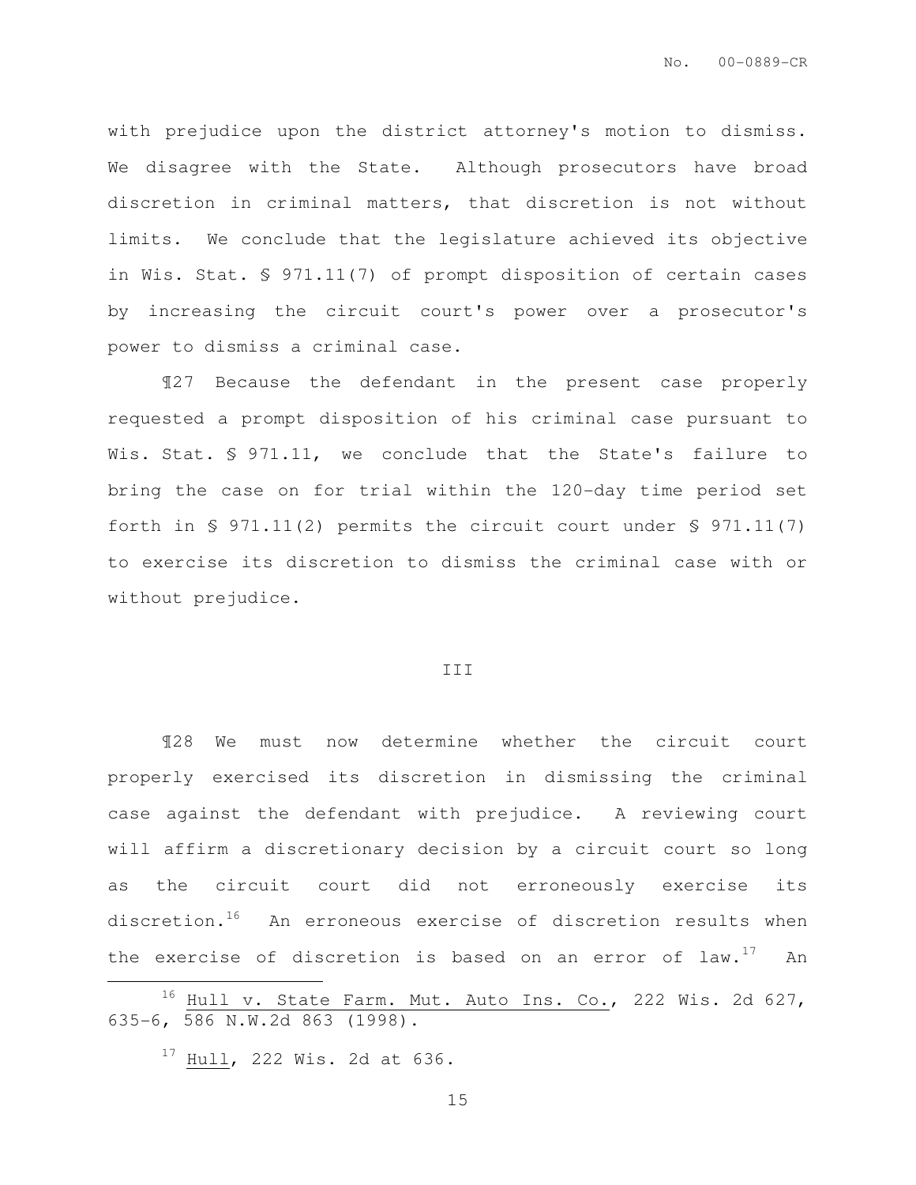with prejudice upon the district attorney's motion to dismiss. We disagree with the State. Although prosecutors have broad discretion in criminal matters, that discretion is not without limits. We conclude that the legislature achieved its objective in Wis. Stat. § 971.11(7) of prompt disposition of certain cases by increasing the circuit court's power over a prosecutor's power to dismiss a criminal case.

¶27 Because the defendant in the present case properly requested a prompt disposition of his criminal case pursuant to Wis. Stat. § 971.11, we conclude that the State's failure to bring the case on for trial within the 120-day time period set forth in § 971.11(2) permits the circuit court under § 971.11(7) to exercise its discretion to dismiss the criminal case with or without prejudice.

## III

¶28 We must now determine whether the circuit court properly exercised its discretion in dismissing the criminal case against the defendant with prejudice. A reviewing court will affirm a discretionary decision by a circuit court so long as the circuit court did not erroneously exercise its discretion.[16] An erroneous exercise of discretion results when the exercise of discretion is based on an error of law.[17] An

---

[16] Hull v. State Farm. Mut. Auto Ins. Co., 222 Wis. 2d 627, 635-6, 586 N.W.2d 863 (1998).

[17] Hull, 222 Wis. 2d at 636.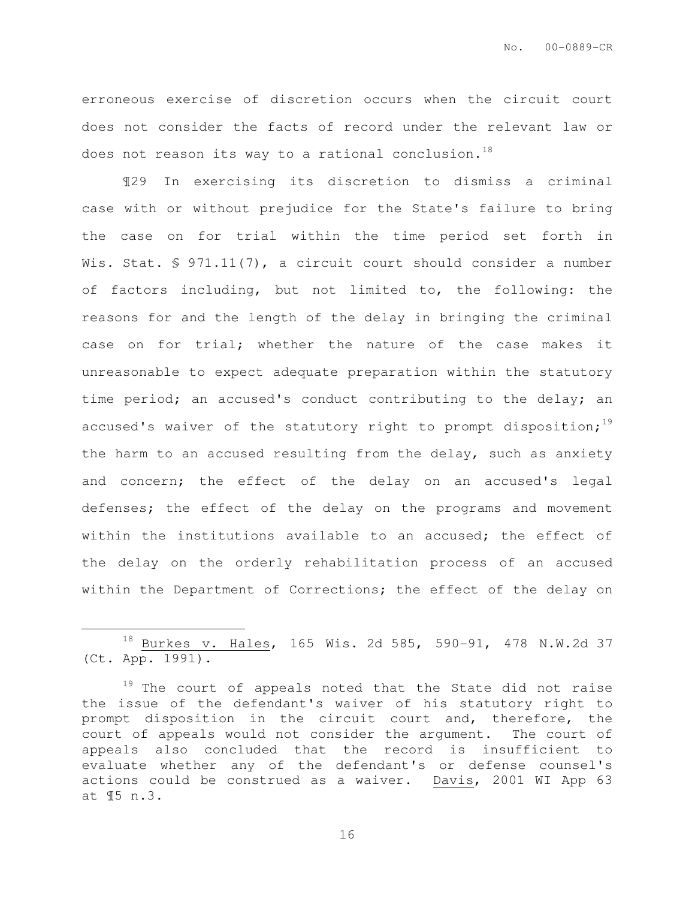erroneous exercise of discretion occurs when the circuit court does not consider the facts of record under the relevant law or does not reason its way to a rational conclusion.[18]

¶29 In exercising its discretion to dismiss a criminal case with or without prejudice for the State's failure to bring the case on for trial within the time period set forth in Wis. Stat. § 971.11(7), a circuit court should consider a number of factors including, but not limited to, the following: the reasons for and the length of the delay in bringing the criminal case on for trial; whether the nature of the case makes it unreasonable to expect adequate preparation within the statutory time period; an accused's conduct contributing to the delay; an accused's waiver of the statutory right to prompt disposition;[19] the harm to an accused resulting from the delay, such as anxiety and concern; the effect of the delay on an accused's legal defenses; the effect of the delay on the programs and movement within the institutions available to an accused; the effect of the delay on the orderly rehabilitation process of an accused within the Department of Corrections; the effect of the delay on

---

[18] Burkes v. Hales, 165 Wis. 2d 585, 590-91, 478 N.W.2d 37 (Ct. App. 1991).

[19] The court of appeals noted that the State did not raise the issue of the defendant's waiver of his statutory right to prompt disposition in the circuit court and, therefore, the court of appeals would not consider the argument. The court of appeals also concluded that the record is insufficient to evaluate whether any of the defendant's or defense counsel's actions could be construed as a waiver. Davis, 2001 WI App 63 at ¶5 n.3.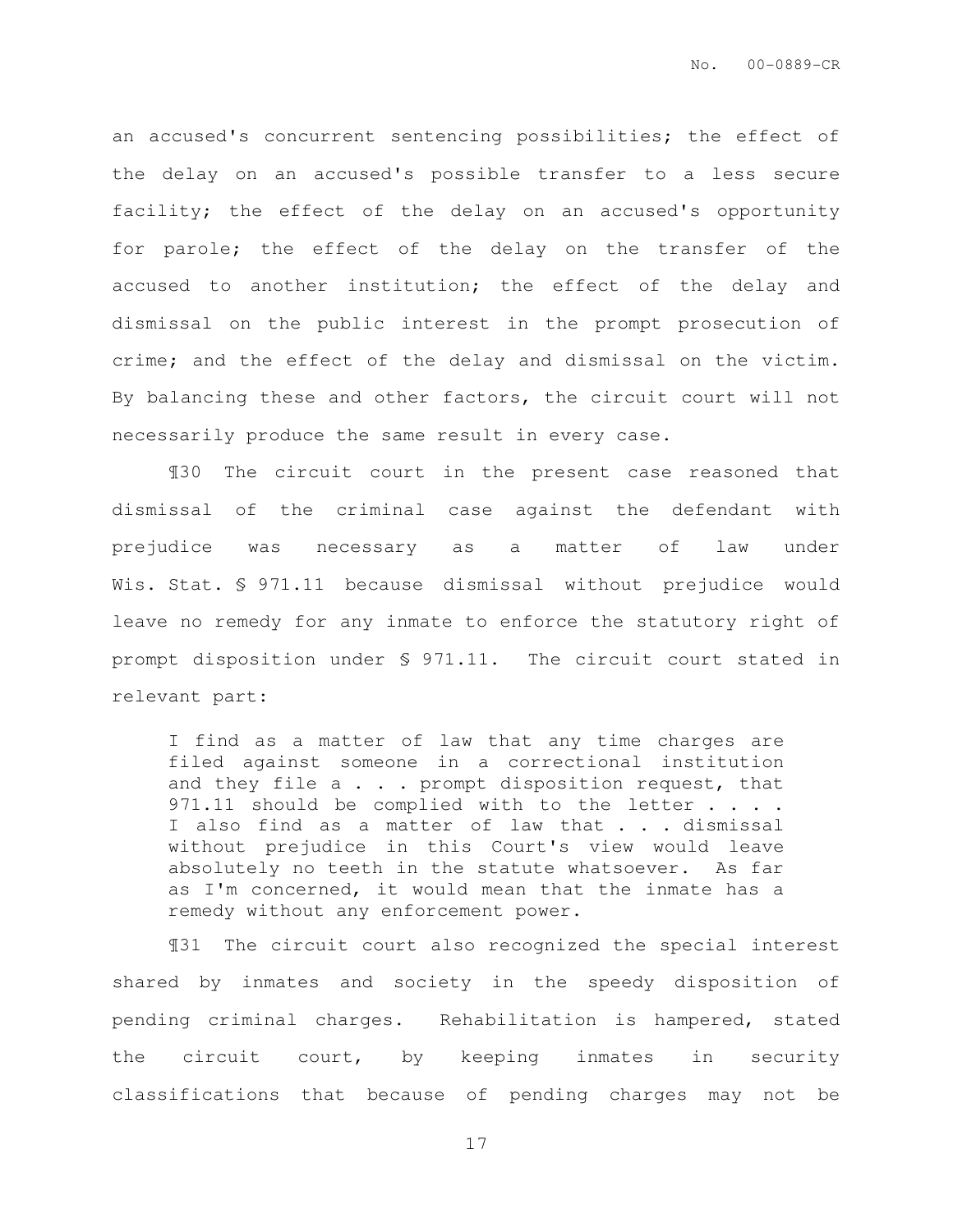an accused's concurrent sentencing possibilities; the effect of the delay on an accused's possible transfer to a less secure facility; the effect of the delay on an accused's opportunity for parole; the effect of the delay on the transfer of the accused to another institution; the effect of the delay and dismissal on the public interest in the prompt prosecution of crime; and the effect of the delay and dismissal on the victim. By balancing these and other factors, the circuit court will not necessarily produce the same result in every case.

¶30 The circuit court in the present case reasoned that dismissal of the criminal case against the defendant with prejudice was necessary as a matter of law under Wis. Stat. § 971.11 because dismissal without prejudice would leave no remedy for any inmate to enforce the statutory right of prompt disposition under § 971.11. The circuit court stated in relevant part:

> I find as a matter of law that any time charges are filed against someone in a correctional institution and they file a . . . prompt disposition request, that 971.11 should be complied with to the letter . . . . I also find as a matter of law that . . . dismissal without prejudice in this Court's view would leave absolutely no teeth in the statute whatsoever. As far as I'm concerned, it would mean that the inmate has a remedy without any enforcement power.

¶31 The circuit court also recognized the special interest shared by inmates and society in the speedy disposition of pending criminal charges. Rehabilitation is hampered, stated the circuit court, by keeping inmates in security classifications that because of pending charges may not be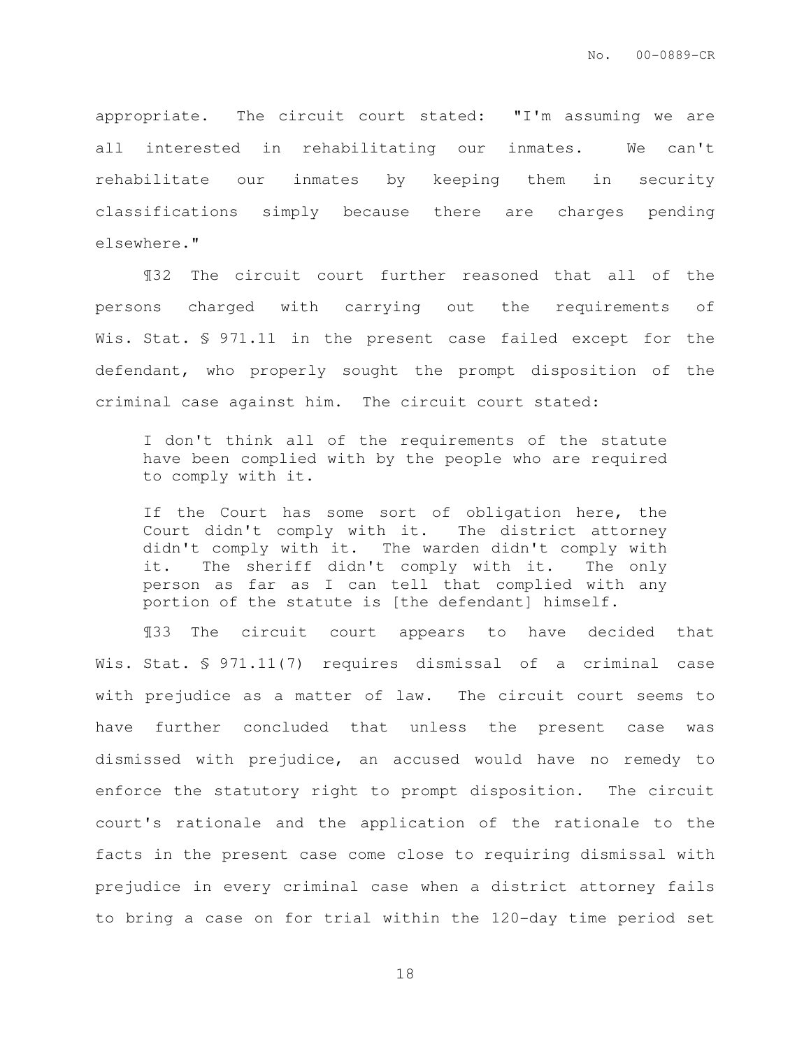appropriate. The circuit court stated: "I'm assuming we are all interested in rehabilitating our inmates. We can't rehabilitate our inmates by keeping them in security classifications simply because there are charges pending elsewhere."

¶32 The circuit court further reasoned that all of the persons charged with carrying out the requirements of Wis. Stat. § 971.11 in the present case failed except for the defendant, who properly sought the prompt disposition of the criminal case against him. The circuit court stated:

> I don't think all of the requirements of the statute have been complied with by the people who are required to comply with it.
>
> If the Court has some sort of obligation here, the Court didn't comply with it. The district attorney didn't comply with it. The warden didn't comply with it. The sheriff didn't comply with it. The only person as far as I can tell that complied with any portion of the statute is [the defendant] himself.

¶33 The circuit court appears to have decided that Wis. Stat. § 971.11(7) requires dismissal of a criminal case with prejudice as a matter of law. The circuit court seems to have further concluded that unless the present case was dismissed with prejudice, an accused would have no remedy to enforce the statutory right to prompt disposition. The circuit court's rationale and the application of the rationale to the facts in the present case come close to requiring dismissal with prejudice in every criminal case when a district attorney fails to bring a case on for trial within the 120-day time period set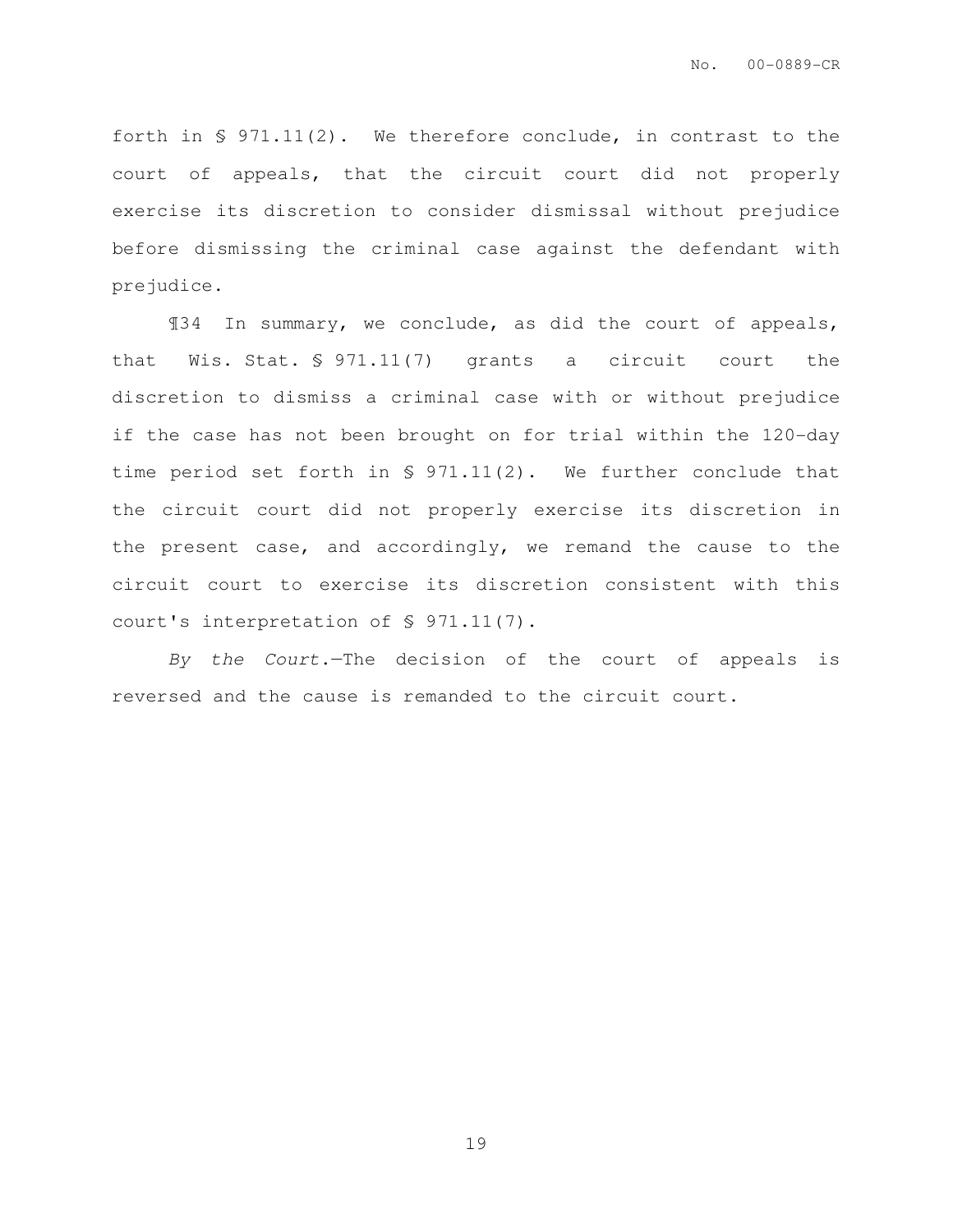forth in § 971.11(2). We therefore conclude, in contrast to the court of appeals, that the circuit court did not properly exercise its discretion to consider dismissal without prejudice before dismissing the criminal case against the defendant with prejudice.

¶34 In summary, we conclude, as did the court of appeals, that Wis. Stat. § 971.11(7) grants a circuit court the discretion to dismiss a criminal case with or without prejudice if the case has not been brought on for trial within the 120-day time period set forth in § 971.11(2). We further conclude that the circuit court did not properly exercise its discretion in the present case, and accordingly, we remand the cause to the circuit court to exercise its discretion consistent with this court's interpretation of § 971.11(7).

*By the Court.*—The decision of the court of appeals is reversed and the cause is remanded to the circuit court.